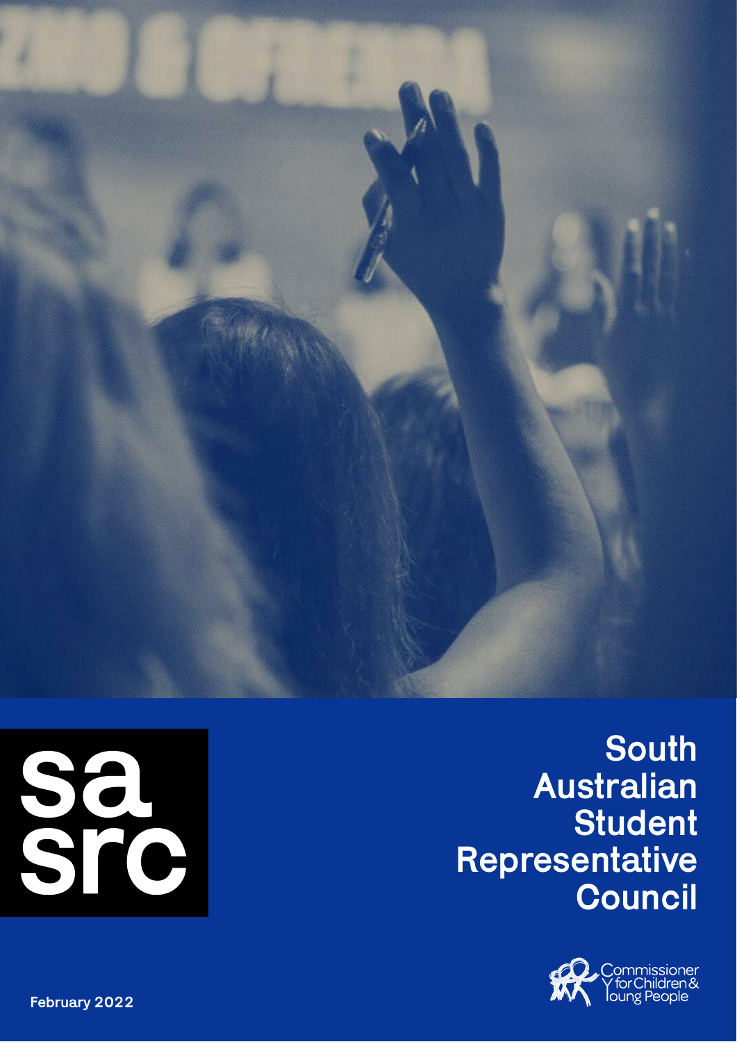sa
src

# South Australian Student Representative Council

Commissioner for Children & Young People

February 2022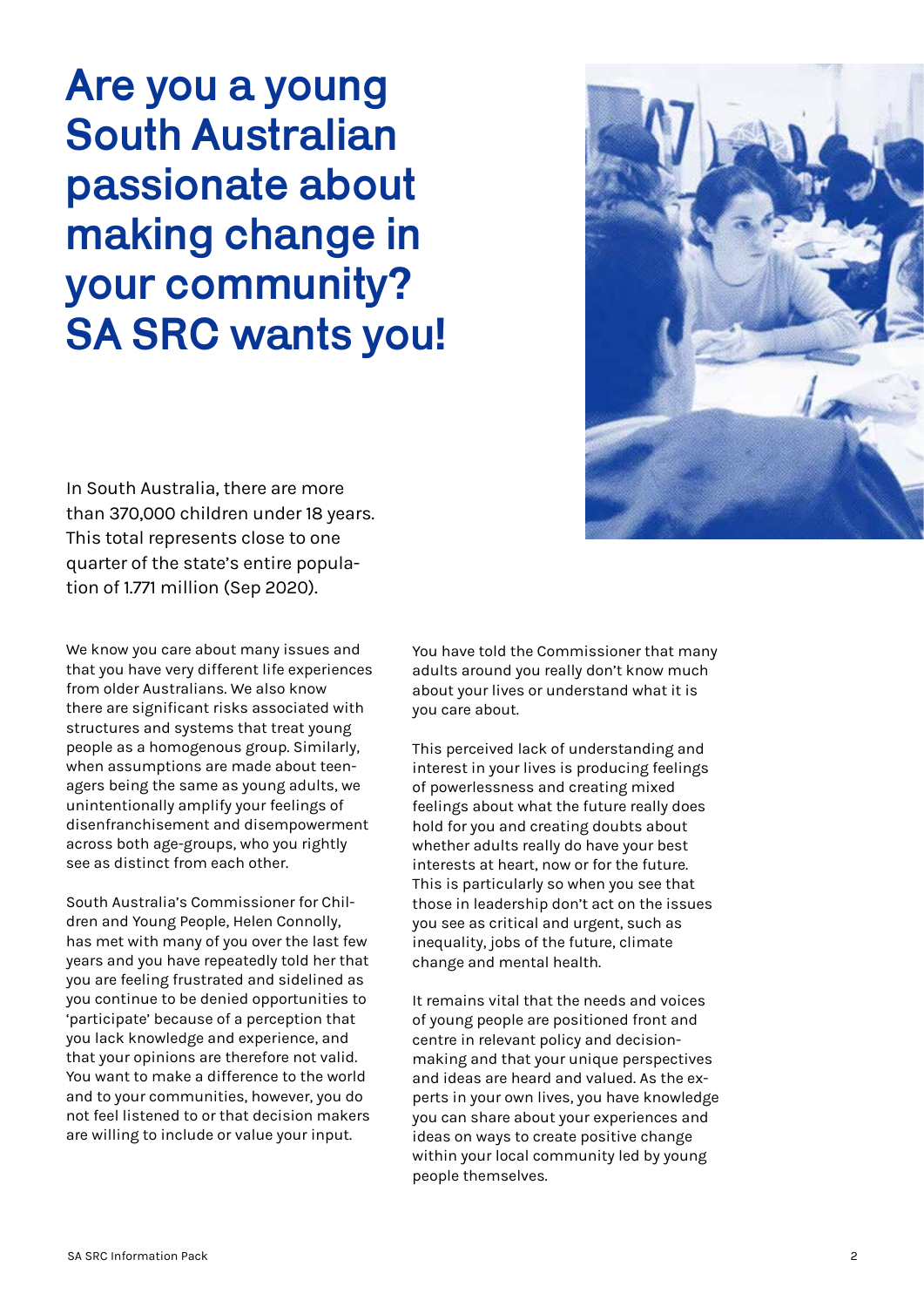# Are you a young South Australian passionate about making change in your community? SA SRC wants you!

In South Australia, there are more than 370,000 children under 18 years. This total represents close to one quarter of the state's entire population of 1.771 million (Sep 2020).

We know you care about many issues and that you have very different life experiences from older Australians. We also know there are significant risks associated with structures and systems that treat young people as a homogenous group. Similarly, when assumptions are made about teenagers being the same as young adults, we unintentionally amplify your feelings of disenfranchisement and disempowerment across both age-groups, who you rightly see as distinct from each other.

South Australia's Commissioner for Children and Young People, Helen Connolly, has met with many of you over the last few years and you have repeatedly told her that you are feeling frustrated and sidelined as you continue to be denied opportunities to 'participate' because of a perception that you lack knowledge and experience, and that your opinions are therefore not valid. You want to make a difference to the world and to your communities, however, you do not feel listened to or that decision makers are willing to include or value your input.

You have told the Commissioner that many adults around you really don't know much about your lives or understand what it is you care about.

This perceived lack of understanding and interest in your lives is producing feelings of powerlessness and creating mixed feelings about what the future really does hold for you and creating doubts about whether adults really do have your best interests at heart, now or for the future. This is particularly so when you see that those in leadership don't act on the issues you see as critical and urgent, such as inequality, jobs of the future, climate change and mental health.

It remains vital that the needs and voices of young people are positioned front and centre in relevant policy and decision-making and that your unique perspectives and ideas are heard and valued. As the experts in your own lives, you have knowledge you can share about your experiences and ideas on ways to create positive change within your local community led by young people themselves.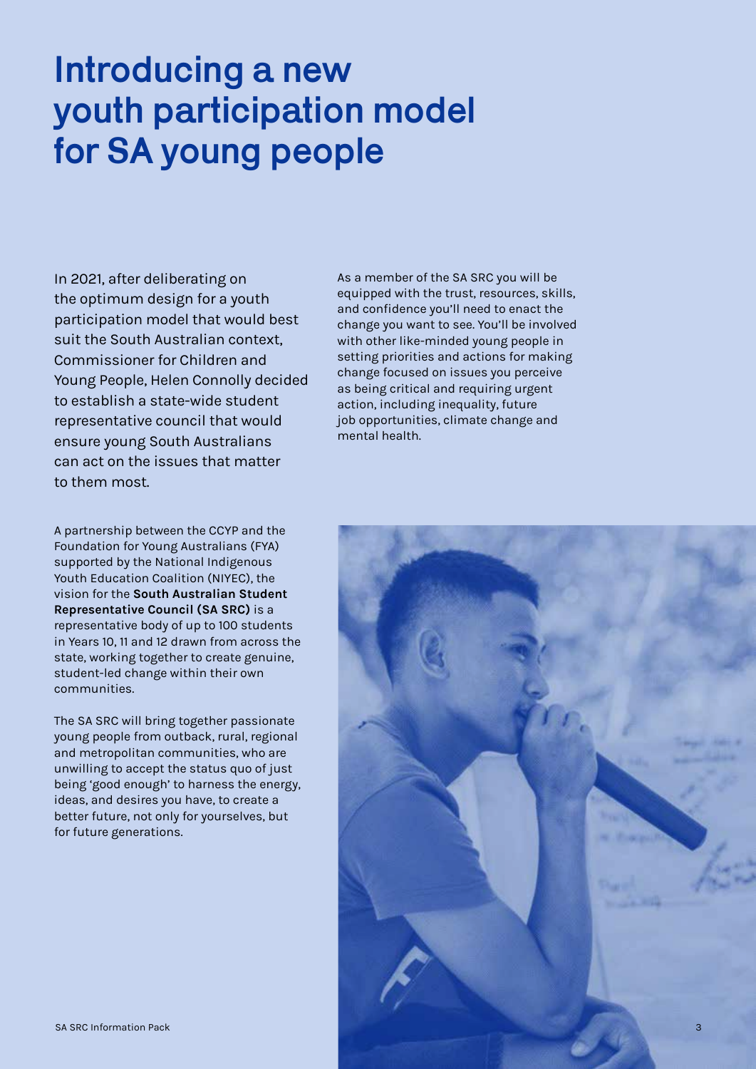# Introducing a new youth participation model for SA young people

In 2021, after deliberating on the optimum design for a youth participation model that would best suit the South Australian context, Commissioner for Children and Young People, Helen Connolly decided to establish a state-wide student representative council that would ensure young South Australians can act on the issues that matter to them most.

As a member of the SA SRC you will be equipped with the trust, resources, skills, and confidence you'll need to enact the change you want to see. You'll be involved with other like-minded young people in setting priorities and actions for making change focused on issues you perceive as being critical and requiring urgent action, including inequality, future job opportunities, climate change and mental health.

A partnership between the CCYP and the Foundation for Young Australians (FYA) supported by the National Indigenous Youth Education Coalition (NIYEC), the vision for the **South Australian Student Representative Council (SA SRC)** is a representative body of up to 100 students in Years 10, 11 and 12 drawn from across the state, working together to create genuine, student-led change within their own communities.

The SA SRC will bring together passionate young people from outback, rural, regional and metropolitan communities, who are unwilling to accept the status quo of just being 'good enough' to harness the energy, ideas, and desires you have, to create a better future, not only for yourselves, but for future generations.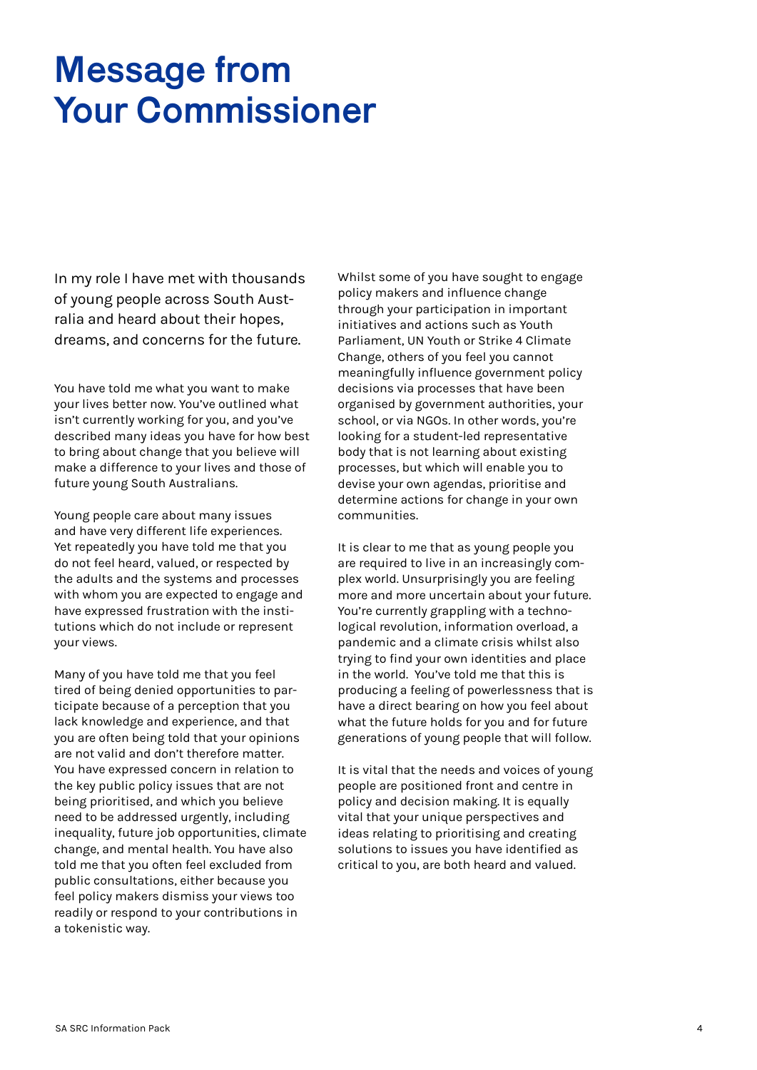# Message from Your Commissioner

In my role I have met with thousands of young people across South Australia and heard about their hopes, dreams, and concerns for the future.

You have told me what you want to make your lives better now. You've outlined what isn't currently working for you, and you've described many ideas you have for how best to bring about change that you believe will make a difference to your lives and those of future young South Australians.

Young people care about many issues and have very different life experiences. Yet repeatedly you have told me that you do not feel heard, valued, or respected by the adults and the systems and processes with whom you are expected to engage and have expressed frustration with the institutions which do not include or represent your views.

Many of you have told me that you feel tired of being denied opportunities to participate because of a perception that you lack knowledge and experience, and that you are often being told that your opinions are not valid and don't therefore matter. You have expressed concern in relation to the key public policy issues that are not being prioritised, and which you believe need to be addressed urgently, including inequality, future job opportunities, climate change, and mental health. You have also told me that you often feel excluded from public consultations, either because you feel policy makers dismiss your views too readily or respond to your contributions in a tokenistic way.

Whilst some of you have sought to engage policy makers and influence change through your participation in important initiatives and actions such as Youth Parliament, UN Youth or Strike 4 Climate Change, others of you feel you cannot meaningfully influence government policy decisions via processes that have been organised by government authorities, your school, or via NGOs. In other words, you're looking for a student-led representative body that is not learning about existing processes, but which will enable you to devise your own agendas, prioritise and determine actions for change in your own communities.

It is clear to me that as young people you are required to live in an increasingly complex world. Unsurprisingly you are feeling more and more uncertain about your future. You're currently grappling with a technological revolution, information overload, a pandemic and a climate crisis whilst also trying to find your own identities and place in the world. You've told me that this is producing a feeling of powerlessness that is have a direct bearing on how you feel about what the future holds for you and for future generations of young people that will follow.

It is vital that the needs and voices of young people are positioned front and centre in policy and decision making. It is equally vital that your unique perspectives and ideas relating to prioritising and creating solutions to issues you have identified as critical to you, are both heard and valued.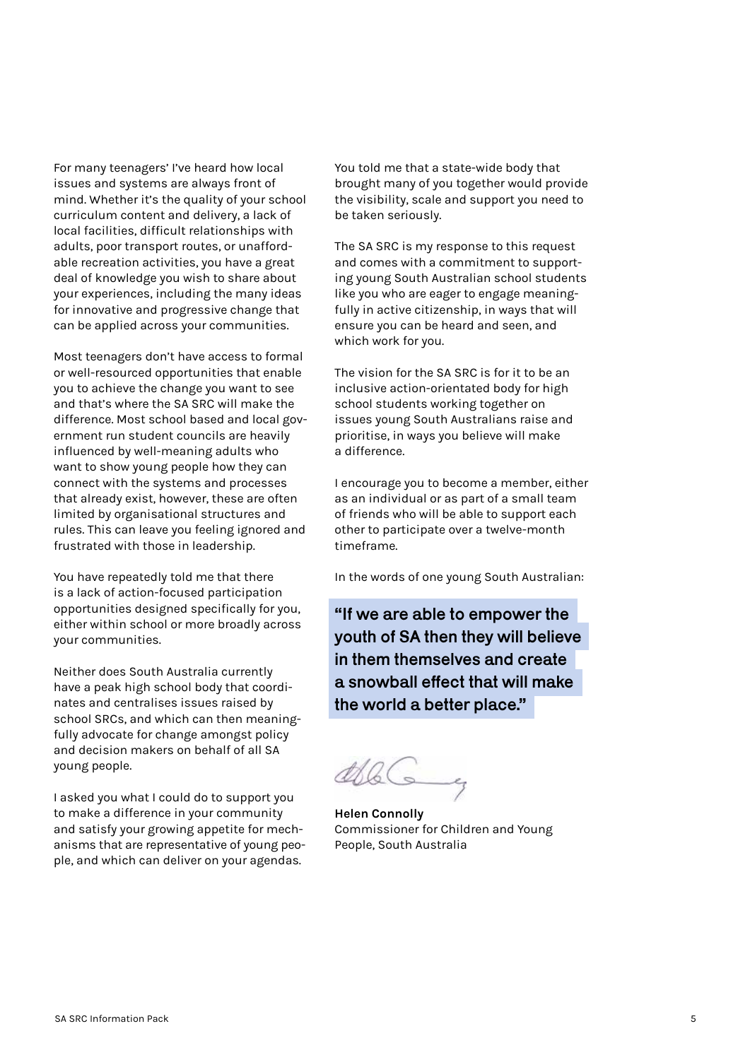For many teenagers' I've heard how local issues and systems are always front of mind. Whether it's the quality of your school curriculum content and delivery, a lack of local facilities, difficult relationships with adults, poor transport routes, or unaffordable recreation activities, you have a great deal of knowledge you wish to share about your experiences, including the many ideas for innovative and progressive change that can be applied across your communities.

Most teenagers don't have access to formal or well-resourced opportunities that enable you to achieve the change you want to see and that's where the SA SRC will make the difference. Most school based and local government run student councils are heavily influenced by well-meaning adults who want to show young people how they can connect with the systems and processes that already exist, however, these are often limited by organisational structures and rules. This can leave you feeling ignored and frustrated with those in leadership.

You have repeatedly told me that there is a lack of action-focused participation opportunities designed specifically for you, either within school or more broadly across your communities.

Neither does South Australia currently have a peak high school body that coordinates and centralises issues raised by school SRCs, and which can then meaningfully advocate for change amongst policy and decision makers on behalf of all SA young people.

I asked you what I could do to support you to make a difference in your community and satisfy your growing appetite for mechanisms that are representative of young people, and which can deliver on your agendas.

You told me that a state-wide body that brought many of you together would provide the visibility, scale and support you need to be taken seriously.

The SA SRC is my response to this request and comes with a commitment to supporting young South Australian school students like you who are eager to engage meaningfully in active citizenship, in ways that will ensure you can be heard and seen, and which work for you.

The vision for the SA SRC is for it to be an inclusive action-orientated body for high school students working together on issues young South Australians raise and prioritise, in ways you believe will make a difference.

I encourage you to become a member, either as an individual or as part of a small team of friends who will be able to support each other to participate over a twelve-month timeframe.

In the words of one young South Australian:

> **"If we are able to empower the youth of SA then they will believe in them themselves and create a snowball effect that will make the world a better place."**

**Helen Connolly**
Commissioner for Children and Young People, South Australia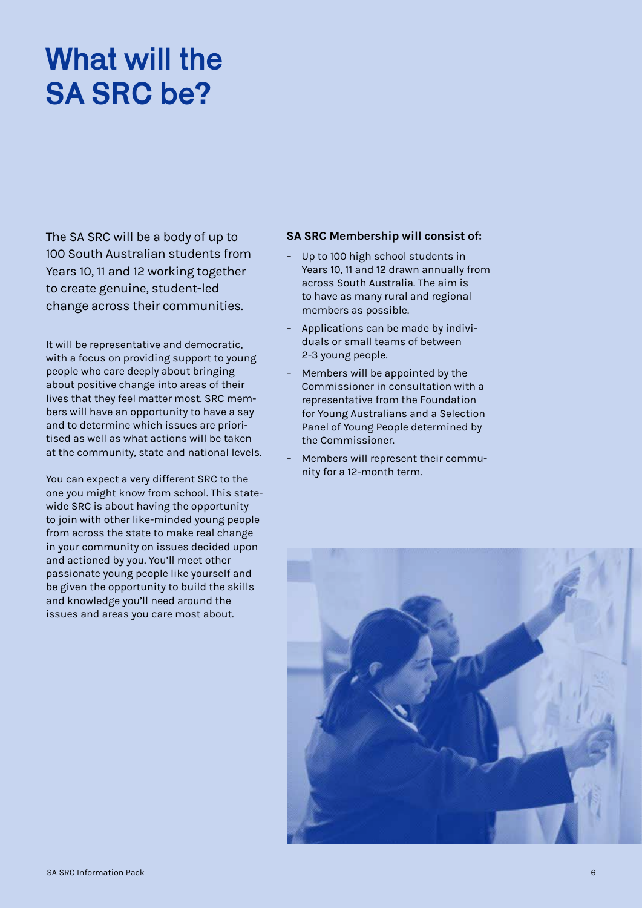# What will the SA SRC be?

The SA SRC will be a body of up to 100 South Australian students from Years 10, 11 and 12 working together to create genuine, student-led change across their communities.

It will be representative and democratic, with a focus on providing support to young people who care deeply about bringing about positive change into areas of their lives that they feel matter most. SRC members will have an opportunity to have a say and to determine which issues are prioritised as well as what actions will be taken at the community, state and national levels.

You can expect a very different SRC to the one you might know from school. This statewide SRC is about having the opportunity to join with other like-minded young people from across the state to make real change in your community on issues decided upon and actioned by you. You'll meet other passionate young people like yourself and be given the opportunity to build the skills and knowledge you'll need around the issues and areas you care most about.

**SA SRC Membership will consist of:**

- Up to 100 high school students in Years 10, 11 and 12 drawn annually from across South Australia. The aim is to have as many rural and regional members as possible.
- Applications can be made by individuals or small teams of between 2-3 young people.
- Members will be appointed by the Commissioner in consultation with a representative from the Foundation for Young Australians and a Selection Panel of Young People determined by the Commissioner.
- Members will represent their community for a 12-month term.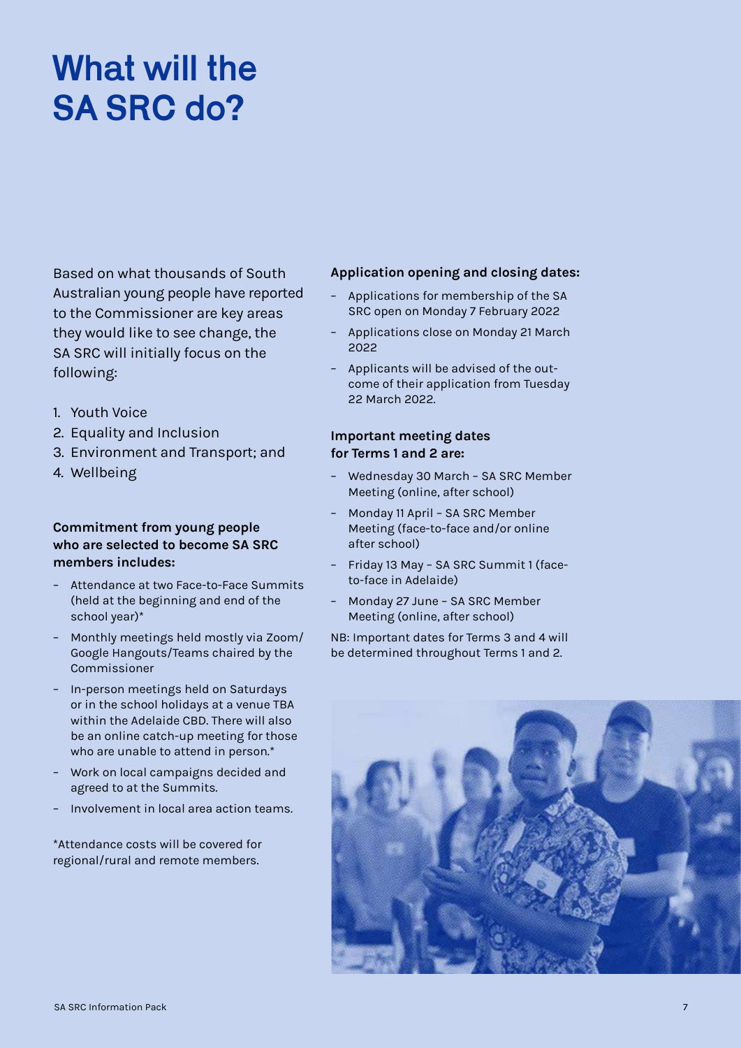# What will the SA SRC do?

Based on what thousands of South Australian young people have reported to the Commissioner are key areas they would like to see change, the SA SRC will initially focus on the following:

1. Youth Voice
2. Equality and Inclusion
3. Environment and Transport; and
4. Wellbeing

**Commitment from young people who are selected to become SA SRC members includes:**

- Attendance at two Face-to-Face Summits (held at the beginning and end of the school year)*
- Monthly meetings held mostly via Zoom/ Google Hangouts/Teams chaired by the Commissioner
- In-person meetings held on Saturdays or in the school holidays at a venue TBA within the Adelaide CBD. There will also be an online catch-up meeting for those who are unable to attend in person.*
- Work on local campaigns decided and agreed to at the Summits.
- Involvement in local area action teams.

*Attendance costs will be covered for regional/rural and remote members.

**Application opening and closing dates:**

- Applications for membership of the SA SRC open on Monday 7 February 2022
- Applications close on Monday 21 March 2022
- Applicants will be advised of the outcome of their application from Tuesday 22 March 2022.

**Important meeting dates for Terms 1 and 2 are:**

- Wednesday 30 March – SA SRC Member Meeting (online, after school)
- Monday 11 April – SA SRC Member Meeting (face-to-face and/or online after school)
- Friday 13 May – SA SRC Summit 1 (face-to-face in Adelaide)
- Monday 27 June – SA SRC Member Meeting (online, after school)

NB: Important dates for Terms 3 and 4 will be determined throughout Terms 1 and 2.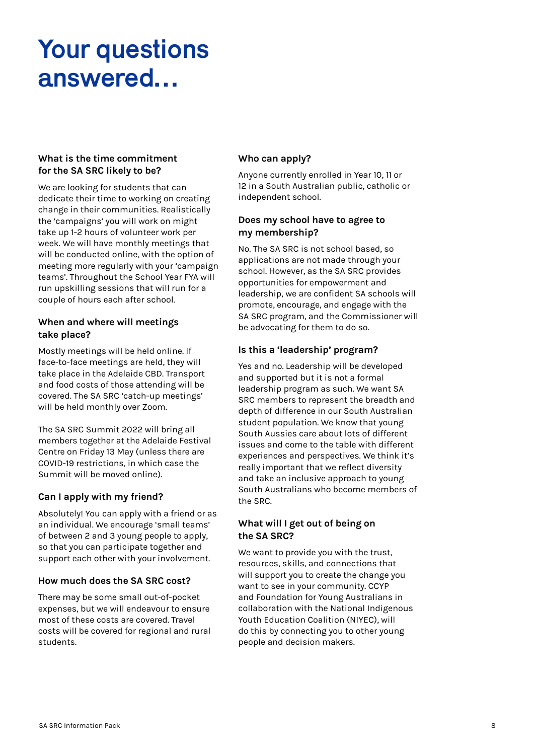# Your questions answered…

### What is the time commitment for the SA SRC likely to be?

We are looking for students that can dedicate their time to working on creating change in their communities. Realistically the 'campaigns' you will work on might take up 1-2 hours of volunteer work per week. We will have monthly meetings that will be conducted online, with the option of meeting more regularly with your 'campaign teams'. Throughout the School Year FYA will run upskilling sessions that will run for a couple of hours each after school.

### When and where will meetings take place?

Mostly meetings will be held online. If face-to-face meetings are held, they will take place in the Adelaide CBD. Transport and food costs of those attending will be covered. The SA SRC 'catch-up meetings' will be held monthly over Zoom.

The SA SRC Summit 2022 will bring all members together at the Adelaide Festival Centre on Friday 13 May (unless there are COVID-19 restrictions, in which case the Summit will be moved online).

### Can I apply with my friend?

Absolutely! You can apply with a friend or as an individual. We encourage 'small teams' of between 2 and 3 young people to apply, so that you can participate together and support each other with your involvement.

### How much does the SA SRC cost?

There may be some small out-of-pocket expenses, but we will endeavour to ensure most of these costs are covered. Travel costs will be covered for regional and rural students.

### Who can apply?

Anyone currently enrolled in Year 10, 11 or 12 in a South Australian public, catholic or independent school.

### Does my school have to agree to my membership?

No. The SA SRC is not school based, so applications are not made through your school. However, as the SA SRC provides opportunities for empowerment and leadership, we are confident SA schools will promote, encourage, and engage with the SA SRC program, and the Commissioner will be advocating for them to do so.

### Is this a 'leadership' program?

Yes and no. Leadership will be developed and supported but it is not a formal leadership program as such. We want SA SRC members to represent the breadth and depth of difference in our South Australian student population. We know that young South Aussies care about lots of different issues and come to the table with different experiences and perspectives. We think it's really important that we reflect diversity and take an inclusive approach to young South Australians who become members of the SRC.

### What will I get out of being on the SA SRC?

We want to provide you with the trust, resources, skills, and connections that will support you to create the change you want to see in your community. CCYP and Foundation for Young Australians in collaboration with the National Indigenous Youth Education Coalition (NIYEC), will do this by connecting you to other young people and decision makers.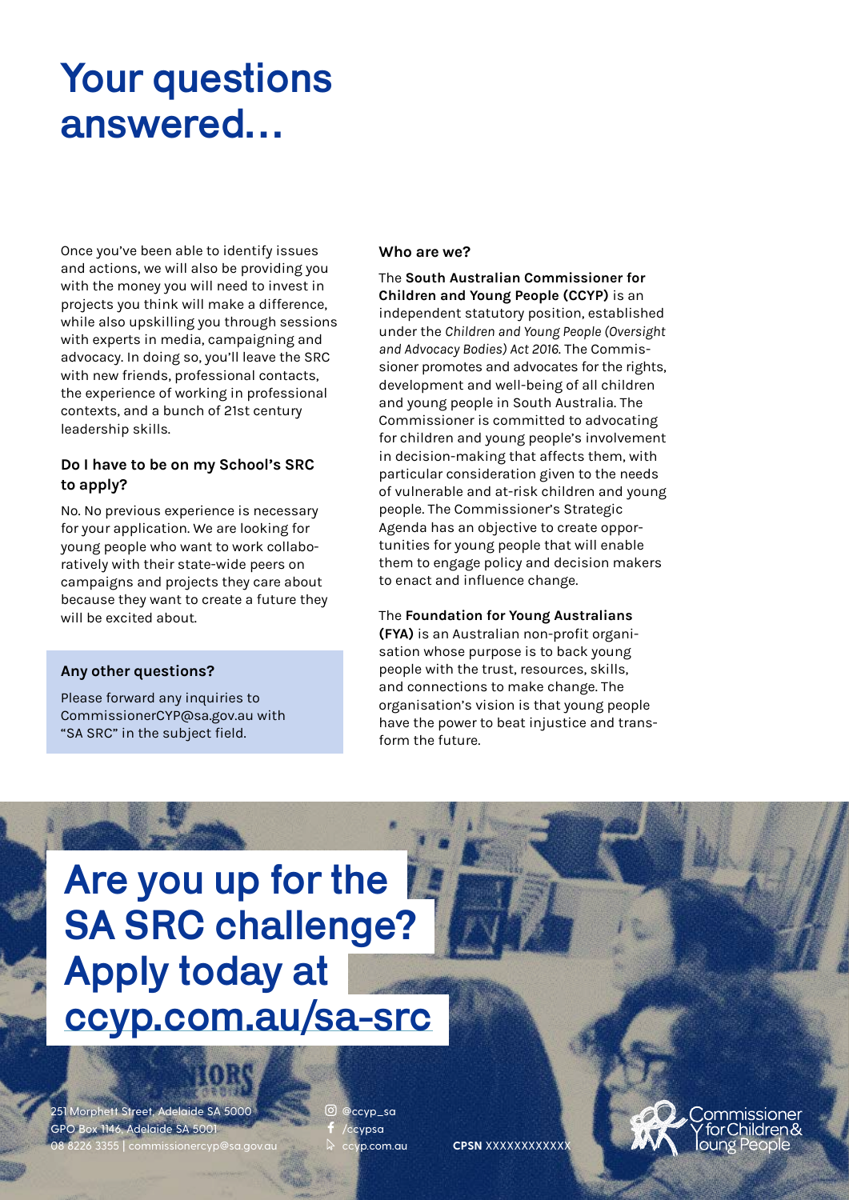# Your questions answered…

Once you've been able to identify issues and actions, we will also be providing you with the money you will need to invest in projects you think will make a difference, while also upskilling you through sessions with experts in media, campaigning and advocacy. In doing so, you'll leave the SRC with new friends, professional contacts, the experience of working in professional contexts, and a bunch of 21st century leadership skills.

### Do I have to be on my School's SRC to apply?

No. No previous experience is necessary for your application. We are looking for young people who want to work collaboratively with their state-wide peers on campaigns and projects they care about because they want to create a future they will be excited about.

### Any other questions?

Please forward any inquiries to CommissionerCYP@sa.gov.au with "SA SRC" in the subject field.

### Who are we?

The **South Australian Commissioner for Children and Young People (CCYP)** is an independent statutory position, established under the *Children and Young People (Oversight and Advocacy Bodies) Act 2016.* The Commissioner promotes and advocates for the rights, development and well-being of all children and young people in South Australia. The Commissioner is committed to advocating for children and young people's involvement in decision-making that affects them, with particular consideration given to the needs of vulnerable and at-risk children and young people. The Commissioner's Strategic Agenda has an objective to create opportunities for young people that will enable them to engage policy and decision makers to enact and influence change.

The **Foundation for Young Australians (FYA)** is an Australian non-profit organisation whose purpose is to back young people with the trust, resources, skills, and connections to make change. The organisation's vision is that young people have the power to beat injustice and transform the future.

## Are you up for the SA SRC challenge? Apply today at ccyp.com.au/sa-src

251 Morphett Street, Adelaide SA 5000
GPO Box 1146, Adelaide SA 5001
08 8226 3355 | commissionercyp@sa.gov.au

@ccyp_sa
/ccypsa
ccyp.com.au

**CPSN** XXXXXXXXXXXX

Commissioner for Children & Young People